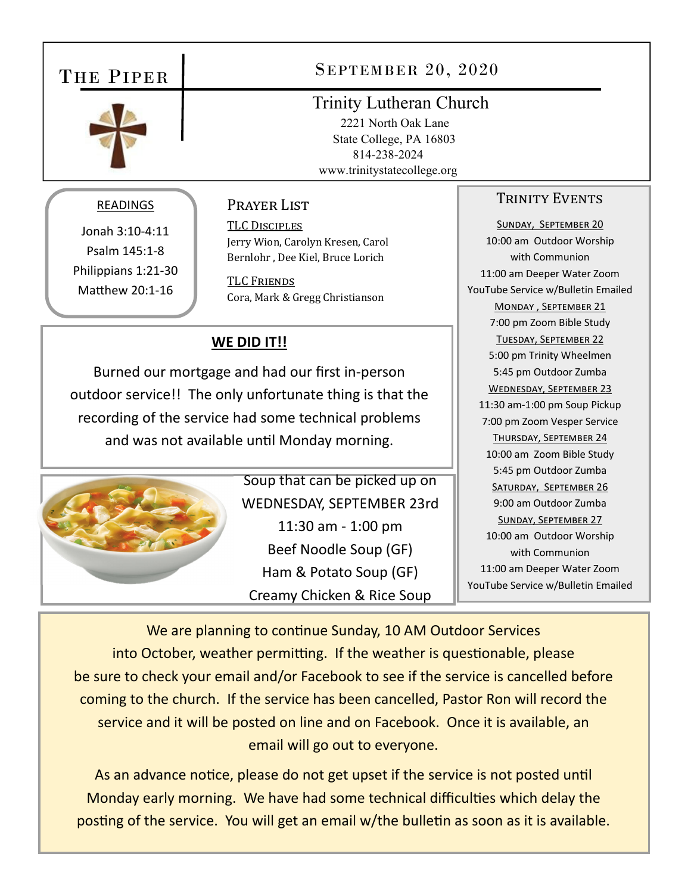# The Piper

## September 20, 2020

**Trinity Lutheran Church**
2221 North Oak Lane
State College, PA 16803
814-238-2024
www.trinitystatecollege.org

### READINGS

Jonah 3:10-4:11
Psalm 145:1-8
Philippians 1:21-30
Matthew 20:1-16

### Prayer List

**TLC Disciples**
Jerry Wion, Carolyn Kresen, Carol Bernlohr , Dee Kiel, Bruce Lorich

**TLC Friends**
Cora, Mark & Gregg Christianson

### WE DID IT!!

Burned our mortgage and had our first in-person outdoor service!! The only unfortunate thing is that the recording of the service had some technical problems and was not available until Monday morning.

Soup that can be picked up on
WEDNESDAY, SEPTEMBER 23rd
11:30 am - 1:00 pm
Beef Noodle Soup (GF)
Ham & Potato Soup (GF)
Creamy Chicken & Rice Soup

### Trinity Events

**Sunday, September 20**
10:00 am Outdoor Worship with Communion
11:00 am Deeper Water Zoom
YouTube Service w/Bulletin Emailed

**Monday , September 21**
7:00 pm Zoom Bible Study

**Tuesday, September 22**
5:00 pm Trinity Wheelmen
5:45 pm Outdoor Zumba

**Wednesday, September 23**
11:30 am-1:00 pm Soup Pickup
7:00 pm Zoom Vesper Service

**Thursday, September 24**
10:00 am Zoom Bible Study
5:45 pm Outdoor Zumba

**Saturday, September 26**
9:00 am Outdoor Zumba

**Sunday, September 27**
10:00 am Outdoor Worship with Communion
11:00 am Deeper Water Zoom
YouTube Service w/Bulletin Emailed

---

We are planning to continue Sunday, 10 AM Outdoor Services into October, weather permitting. If the weather is questionable, please be sure to check your email and/or Facebook to see if the service is cancelled before coming to the church. If the service has been cancelled, Pastor Ron will record the service and it will be posted on line and on Facebook. Once it is available, an email will go out to everyone.

As an advance notice, please do not get upset if the service is not posted until Monday early morning. We have had some technical difficulties which delay the posting of the service. You will get an email w/the bulletin as soon as it is available.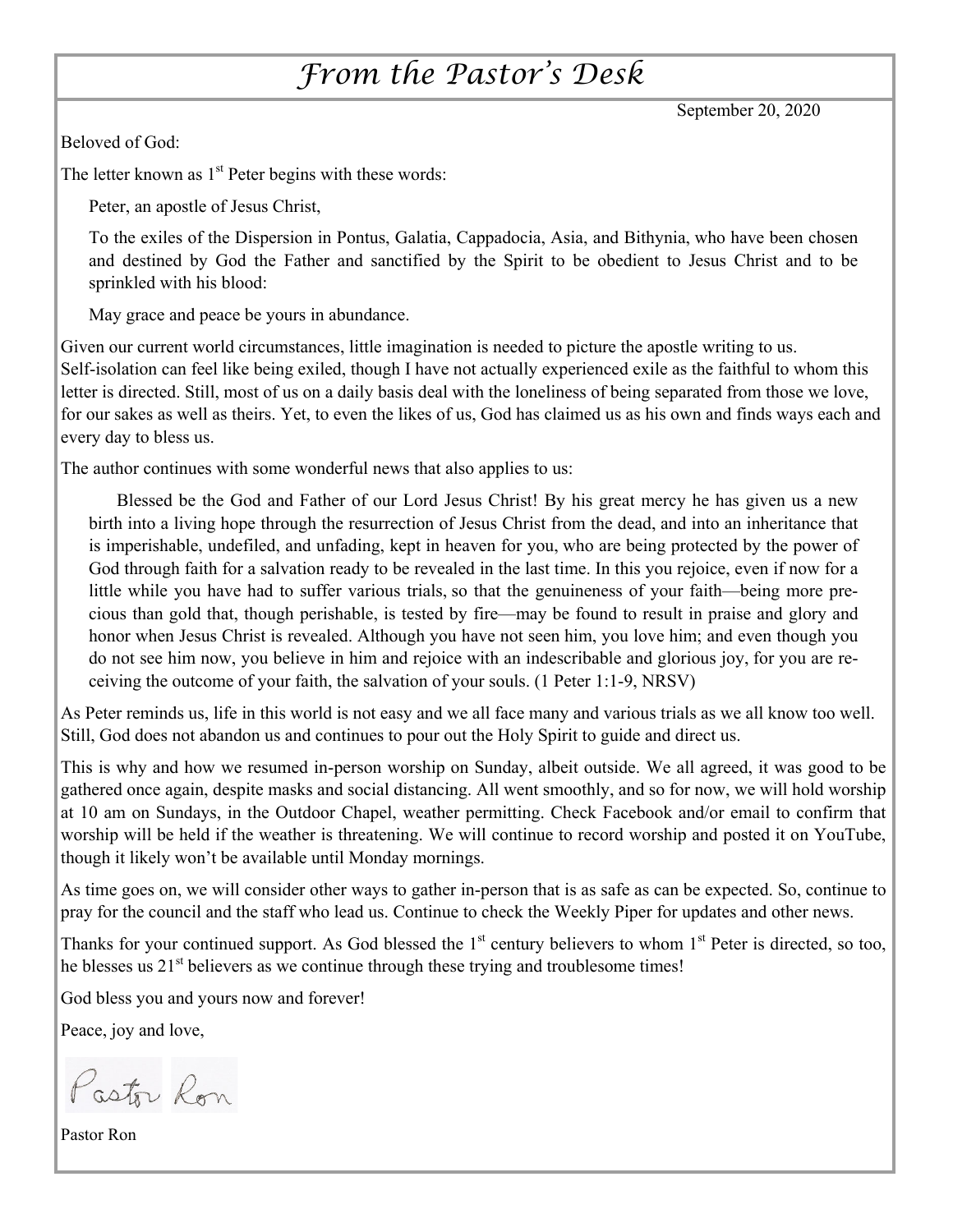# *From the Pastor's Desk*

September 20, 2020

Beloved of God:

The letter known as 1st Peter begins with these words:

> Peter, an apostle of Jesus Christ,
>
> To the exiles of the Dispersion in Pontus, Galatia, Cappadocia, Asia, and Bithynia, who have been chosen and destined by God the Father and sanctified by the Spirit to be obedient to Jesus Christ and to be sprinkled with his blood:
>
> May grace and peace be yours in abundance.

Given our current world circumstances, little imagination is needed to picture the apostle writing to us. Self-isolation can feel like being exiled, though I have not actually experienced exile as the faithful to whom this letter is directed. Still, most of us on a daily basis deal with the loneliness of being separated from those we love, for our sakes as well as theirs. Yet, to even the likes of us, God has claimed us as his own and finds ways each and every day to bless us.

The author continues with some wonderful news that also applies to us:

> Blessed be the God and Father of our Lord Jesus Christ! By his great mercy he has given us a new birth into a living hope through the resurrection of Jesus Christ from the dead, and into an inheritance that is imperishable, undefiled, and unfading, kept in heaven for you, who are being protected by the power of God through faith for a salvation ready to be revealed in the last time. In this you rejoice, even if now for a little while you have had to suffer various trials, so that the genuineness of your faith—being more precious than gold that, though perishable, is tested by fire—may be found to result in praise and glory and honor when Jesus Christ is revealed. Although you have not seen him, you love him; and even though you do not see him now, you believe in him and rejoice with an indescribable and glorious joy, for you are receiving the outcome of your faith, the salvation of your souls. (1 Peter 1:1-9, NRSV)

As Peter reminds us, life in this world is not easy and we all face many and various trials as we all know too well. Still, God does not abandon us and continues to pour out the Holy Spirit to guide and direct us.

This is why and how we resumed in-person worship on Sunday, albeit outside. We all agreed, it was good to be gathered once again, despite masks and social distancing. All went smoothly, and so for now, we will hold worship at 10 am on Sundays, in the Outdoor Chapel, weather permitting. Check Facebook and/or email to confirm that worship will be held if the weather is threatening. We will continue to record worship and posted it on YouTube, though it likely won't be available until Monday mornings.

As time goes on, we will consider other ways to gather in-person that is as safe as can be expected. So, continue to pray for the council and the staff who lead us. Continue to check the Weekly Piper for updates and other news.

Thanks for your continued support. As God blessed the 1st century believers to whom 1st Peter is directed, so too, he blesses us 21st believers as we continue through these trying and troublesome times!

God bless you and yours now and forever!

Peace, joy and love,

Pastor Ron

Pastor Ron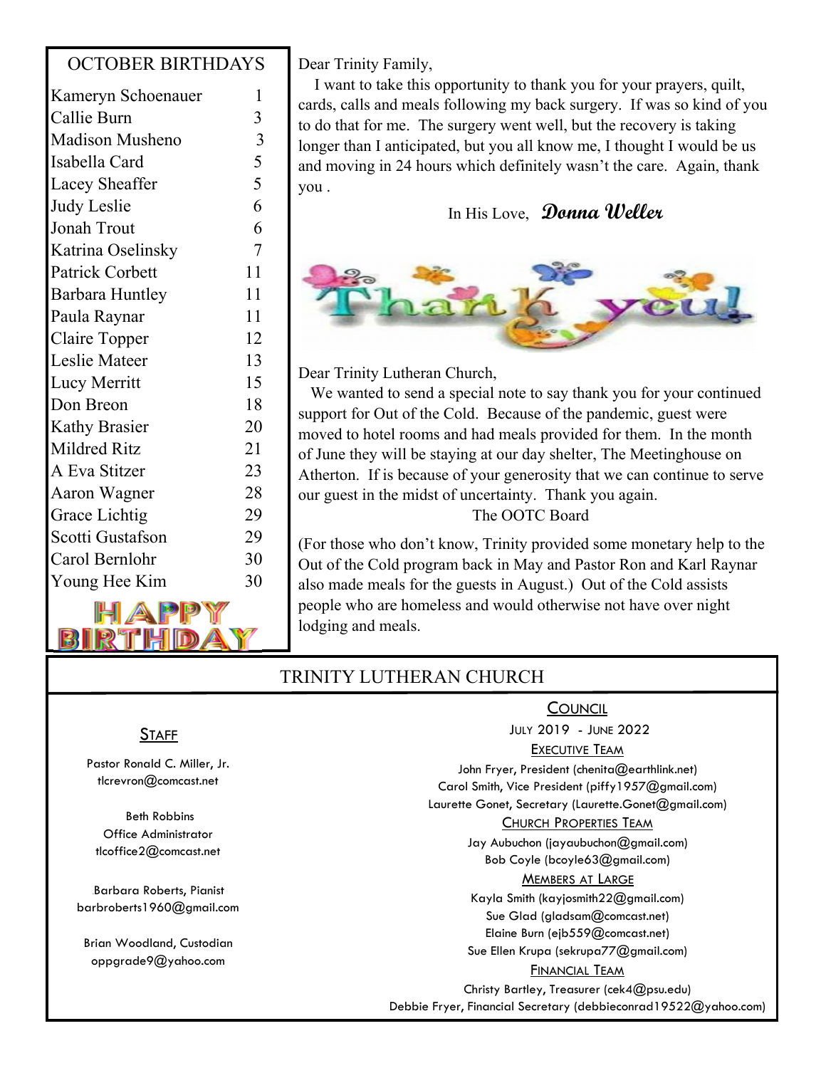## OCTOBER BIRTHDAYS

| Name | Day |
|---|---|
| Kameryn Schoenauer | 1 |
| Callie Burn | 3 |
| Madison Musheno | 3 |
| Isabella Card | 5 |
| Lacey Sheaffer | 5 |
| Judy Leslie | 6 |
| Jonah Trout | 6 |
| Katrina Oselinsky | 7 |
| Patrick Corbett | 11 |
| Barbara Huntley | 11 |
| Paula Raynar | 11 |
| Claire Topper | 12 |
| Leslie Mateer | 13 |
| Lucy Merritt | 15 |
| Don Breon | 18 |
| Kathy Brasier | 20 |
| Mildred Ritz | 21 |
| A Eva Stitzer | 23 |
| Aaron Wagner | 28 |
| Grace Lichtig | 29 |
| Scotti Gustafson | 29 |
| Carol Bernlohr | 30 |
| Young Hee Kim | 30 |

HAPPY BIRTHDAY

Dear Trinity Family,

I want to take this opportunity to thank you for your prayers, quilt, cards, calls and meals following my back surgery. If was so kind of you to do that for me. The surgery went well, but the recovery is taking longer than I anticipated, but you all know me, I thought I would be us and moving in 24 hours which definitely wasn't the care. Again, thank you .

In His Love, **Donna Weller**

Thank you!

Dear Trinity Lutheran Church,

We wanted to send a special note to say thank you for your continued support for Out of the Cold. Because of the pandemic, guest were moved to hotel rooms and had meals provided for them. In the month of June they will be staying at our day shelter, The Meetinghouse on Atherton. If is because of your generosity that we can continue to serve our guest in the midst of uncertainty. Thank you again.

The OOTC Board

(For those who don't know, Trinity provided some monetary help to the Out of the Cold program back in May and Pastor Ron and Karl Raynar also made meals for the guests in August.) Out of the Cold assists people who are homeless and would otherwise not have over night lodging and meals.

## TRINITY LUTHERAN CHURCH

### Staff

Pastor Ronald C. Miller, Jr.
tlcrevron@comcast.net

Beth Robbins
Office Administrator
tlcoffice2@comcast.net

Barbara Roberts, Pianist
barbroberts1960@gmail.com

Brian Woodland, Custodian
oppgrade9@yahoo.com

### Council

July 2019 - June 2022

**Executive Team**

John Fryer, President (chenita@earthlink.net)
Carol Smith, Vice President (piffy1957@gmail.com)
Laurette Gonet, Secretary (Laurette.Gonet@gmail.com)

**Church Properties Team**

Jay Aubuchon (jayaubuchon@gmail.com)
Bob Coyle (bcoyle63@gmail.com)

**Members at Large**

Kayla Smith (kayjosmith22@gmail.com)
Sue Glad (gladsam@comcast.net)
Elaine Burn (ejb559@comcast.net)
Sue Ellen Krupa (sekrupa77@gmail.com)

**Financial Team**

Christy Bartley, Treasurer (cek4@psu.edu)
Debbie Fryer, Financial Secretary (debbieconrad19522@yahoo.com)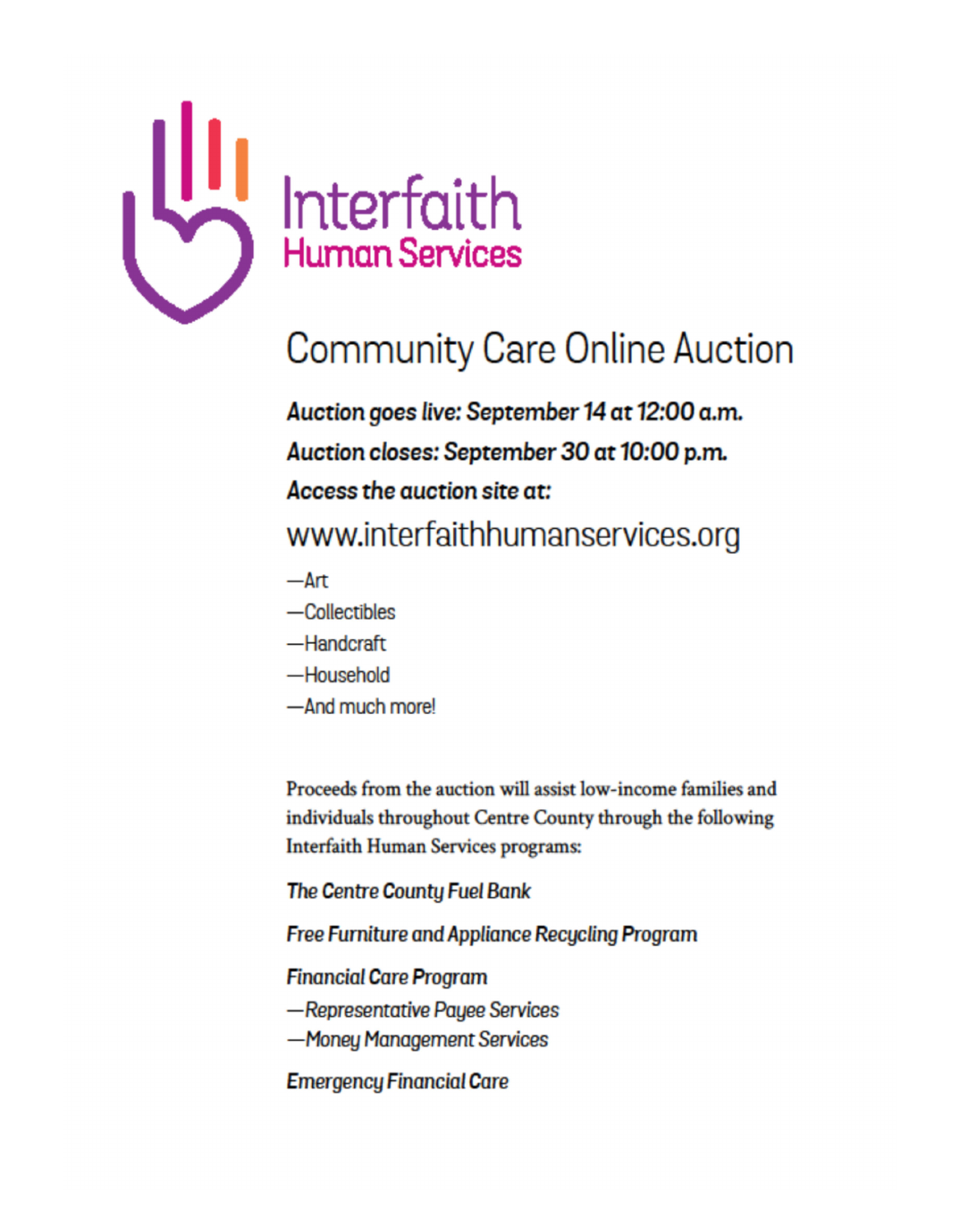# Interfaith Human Services

## Community Care Online Auction

***Auction goes live: September 14 at 12:00 a.m.***

***Auction closes: September 30 at 10:00 p.m.***

***Access the auction site at:***

www.interfaithhumanservices.org

—Art
—Collectibles
—Handcraft
—Household
—And much more!

Proceeds from the auction will assist low-income families and individuals throughout Centre County through the following Interfaith Human Services programs:

***The Centre County Fuel Bank***

***Free Furniture and Appliance Recycling Program***

***Financial Care Program***

*—Representative Payee Services*
*—Money Management Services*

***Emergency Financial Care***